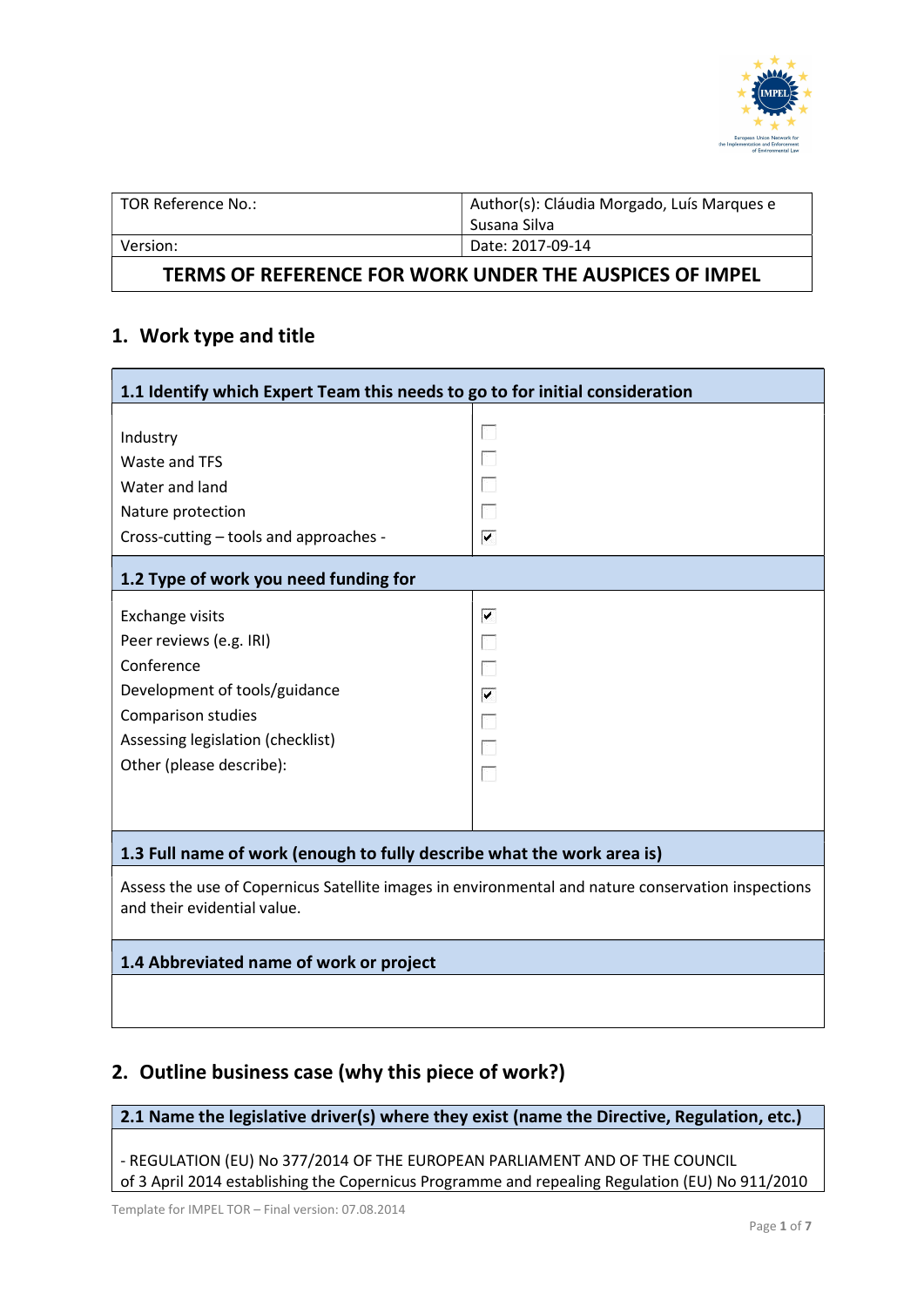| TOR Reference No.: | Author(s): Cláudia Morgado, Luís Marques e Susana Silva |
|---|---|
| Version: | Date: 2017-09-14 |

**TERMS OF REFERENCE FOR WORK UNDER THE AUSPICES OF IMPEL**

## 1. Work type and title

### 1.1 Identify which Expert Team this needs to go to for initial consideration

| | |
|---|---|
| Industry | ☐ |
| Waste and TFS | ☐ |
| Water and land | ☐ |
| Nature protection | ☐ |
| Cross-cutting – tools and approaches - | ☑ |

### 1.2 Type of work you need funding for

| | |
|---|---|
| Exchange visits | ☑ |
| Peer reviews (e.g. IRI) | ☐ |
| Conference | ☐ |
| Development of tools/guidance | ☑ |
| Comparison studies | ☐ |
| Assessing legislation (checklist) | ☐ |
| Other (please describe): | ☐ |

### 1.3 Full name of work (enough to fully describe what the work area is)

Assess the use of Copernicus Satellite images in environmental and nature conservation inspections and their evidential value.

### 1.4 Abbreviated name of work or project

## 2. Outline business case (why this piece of work?)

### 2.1 Name the legislative driver(s) where they exist (name the Directive, Regulation, etc.)

- REGULATION (EU) No 377/2014 OF THE EUROPEAN PARLIAMENT AND OF THE COUNCIL of 3 April 2014 establishing the Copernicus Programme and repealing Regulation (EU) No 911/2010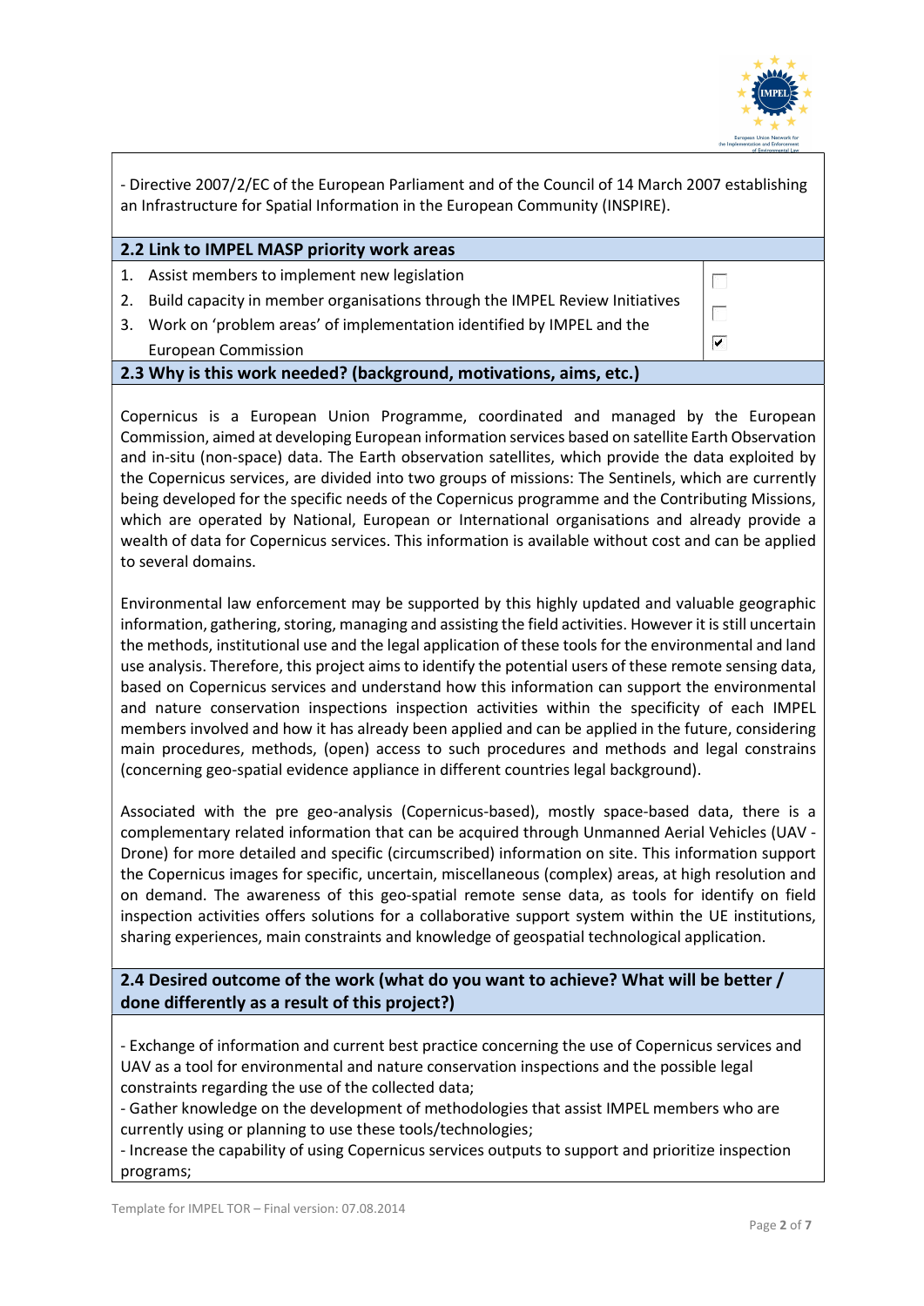- Directive 2007/2/EC of the European Parliament and of the Council of 14 March 2007 establishing an Infrastructure for Spatial Information in the European Community (INSPIRE).

## 2.2 Link to IMPEL MASP priority work areas

1. Assist members to implement new legislation ☐
2. Build capacity in member organisations through the IMPEL Review Initiatives ☐
3. Work on 'problem areas' of implementation identified by IMPEL and the European Commission ☑

## 2.3 Why is this work needed? (background, motivations, aims, etc.)

Copernicus is a European Union Programme, coordinated and managed by the European Commission, aimed at developing European information services based on satellite Earth Observation and in-situ (non-space) data. The Earth observation satellites, which provide the data exploited by the Copernicus services, are divided into two groups of missions: The Sentinels, which are currently being developed for the specific needs of the Copernicus programme and the Contributing Missions, which are operated by National, European or International organisations and already provide a wealth of data for Copernicus services. This information is available without cost and can be applied to several domains.

Environmental law enforcement may be supported by this highly updated and valuable geographic information, gathering, storing, managing and assisting the field activities. However it is still uncertain the methods, institutional use and the legal application of these tools for the environmental and land use analysis. Therefore, this project aims to identify the potential users of these remote sensing data, based on Copernicus services and understand how this information can support the environmental and nature conservation inspections inspection activities within the specificity of each IMPEL members involved and how it has already been applied and can be applied in the future, considering main procedures, methods, (open) access to such procedures and methods and legal constrains (concerning geo-spatial evidence appliance in different countries legal background).

Associated with the pre geo-analysis (Copernicus-based), mostly space-based data, there is a complementary related information that can be acquired through Unmanned Aerial Vehicles (UAV - Drone) for more detailed and specific (circumscribed) information on site. This information support the Copernicus images for specific, uncertain, miscellaneous (complex) areas, at high resolution and on demand. The awareness of this geo-spatial remote sense data, as tools for identify on field inspection activities offers solutions for a collaborative support system within the UE institutions, sharing experiences, main constraints and knowledge of geospatial technological application.

## 2.4 Desired outcome of the work (what do you want to achieve? What will be better / done differently as a result of this project?)

- Exchange of information and current best practice concerning the use of Copernicus services and UAV as a tool for environmental and nature conservation inspections and the possible legal constraints regarding the use of the collected data;
- Gather knowledge on the development of methodologies that assist IMPEL members who are currently using or planning to use these tools/technologies;
- Increase the capability of using Copernicus services outputs to support and prioritize inspection programs;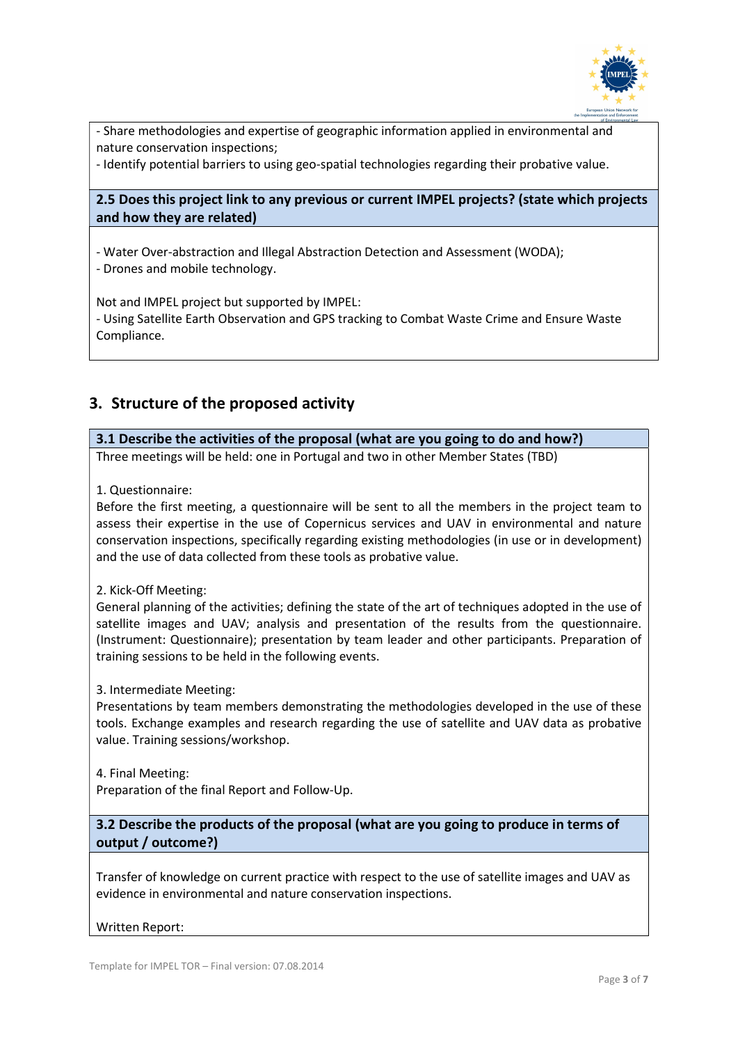- Share methodologies and expertise of geographic information applied in environmental and nature conservation inspections;
- Identify potential barriers to using geo-spatial technologies regarding their probative value.

**2.5 Does this project link to any previous or current IMPEL projects? (state which projects and how they are related)**

- Water Over-abstraction and Illegal Abstraction Detection and Assessment (WODA);
- Drones and mobile technology.

Not and IMPEL project but supported by IMPEL:
- Using Satellite Earth Observation and GPS tracking to Combat Waste Crime and Ensure Waste Compliance.

## 3. Structure of the proposed activity

**3.1 Describe the activities of the proposal (what are you going to do and how?)**

Three meetings will be held: one in Portugal and two in other Member States (TBD)

1. Questionnaire:
Before the first meeting, a questionnaire will be sent to all the members in the project team to assess their expertise in the use of Copernicus services and UAV in environmental and nature conservation inspections, specifically regarding existing methodologies (in use or in development) and the use of data collected from these tools as probative value.

2. Kick-Off Meeting:
General planning of the activities; defining the state of the art of techniques adopted in the use of satellite images and UAV; analysis and presentation of the results from the questionnaire. (Instrument: Questionnaire); presentation by team leader and other participants. Preparation of training sessions to be held in the following events.

3. Intermediate Meeting:
Presentations by team members demonstrating the methodologies developed in the use of these tools. Exchange examples and research regarding the use of satellite and UAV data as probative value. Training sessions/workshop.

4. Final Meeting:
Preparation of the final Report and Follow-Up.

**3.2 Describe the products of the proposal (what are you going to produce in terms of output / outcome?)**

Transfer of knowledge on current practice with respect to the use of satellite images and UAV as evidence in environmental and nature conservation inspections.

Written Report: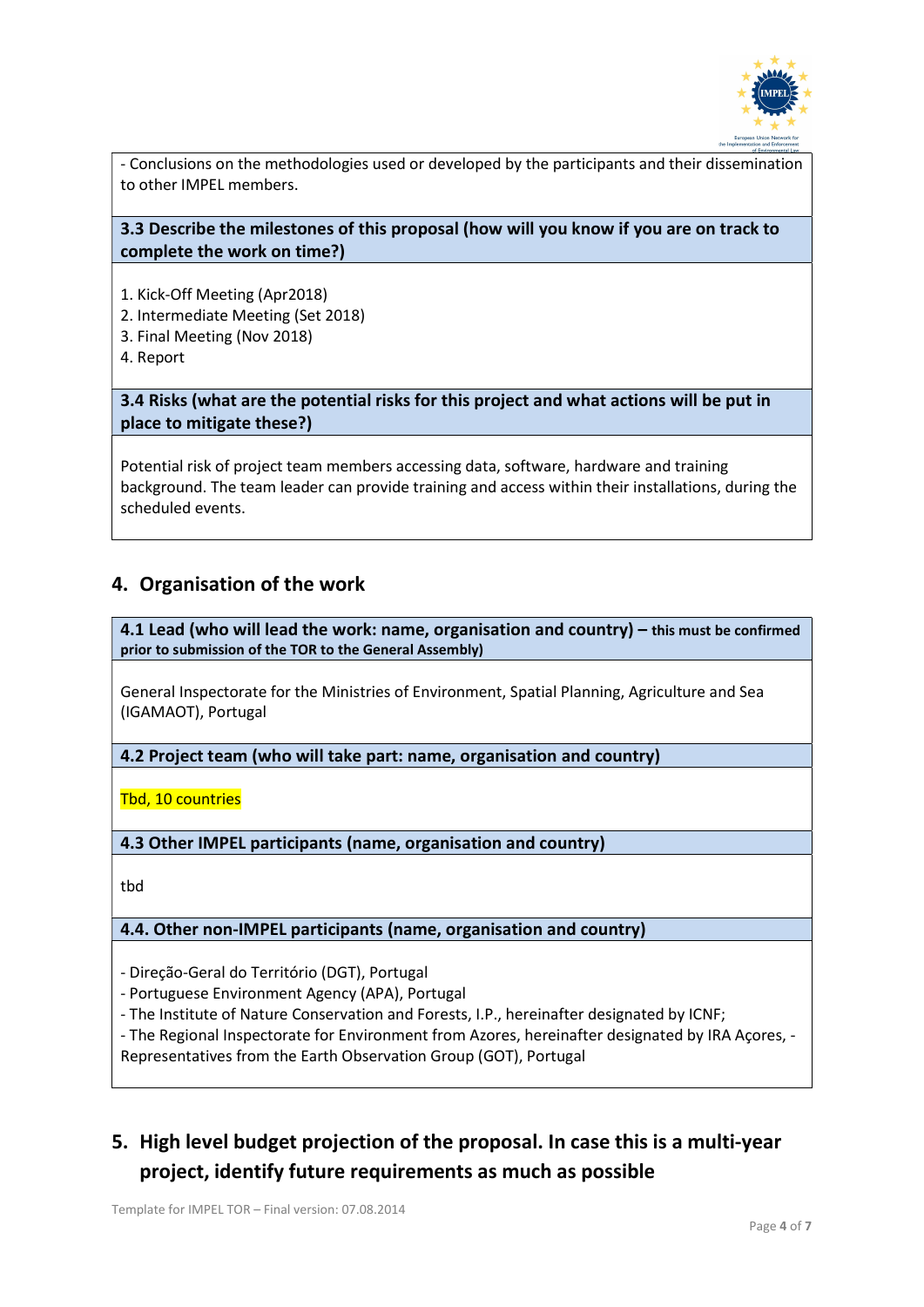- Conclusions on the methodologies used or developed by the participants and their dissemination to other IMPEL members.

**3.3 Describe the milestones of this proposal (how will you know if you are on track to complete the work on time?)**

1. Kick-Off Meeting (Apr2018)
2. Intermediate Meeting (Set 2018)
3. Final Meeting (Nov 2018)
4. Report

**3.4 Risks (what are the potential risks for this project and what actions will be put in place to mitigate these?)**

Potential risk of project team members accessing data, software, hardware and training background. The team leader can provide training and access within their installations, during the scheduled events.

## 4. Organisation of the work

**4.1 Lead (who will lead the work: name, organisation and country) – this must be confirmed prior to submission of the TOR to the General Assembly)**

General Inspectorate for the Ministries of Environment, Spatial Planning, Agriculture and Sea (IGAMAOT), Portugal

**4.2 Project team (who will take part: name, organisation and country)**

Tbd, 10 countries

**4.3 Other IMPEL participants (name, organisation and country)**

tbd

**4.4. Other non-IMPEL participants (name, organisation and country)**

- Direção-Geral do Território (DGT), Portugal
- Portuguese Environment Agency (APA), Portugal
- The Institute of Nature Conservation and Forests, I.P., hereinafter designated by ICNF;
- The Regional Inspectorate for Environment from Azores, hereinafter designated by IRA Açores, - Representatives from the Earth Observation Group (GOT), Portugal

## 5. High level budget projection of the proposal. In case this is a multi-year project, identify future requirements as much as possible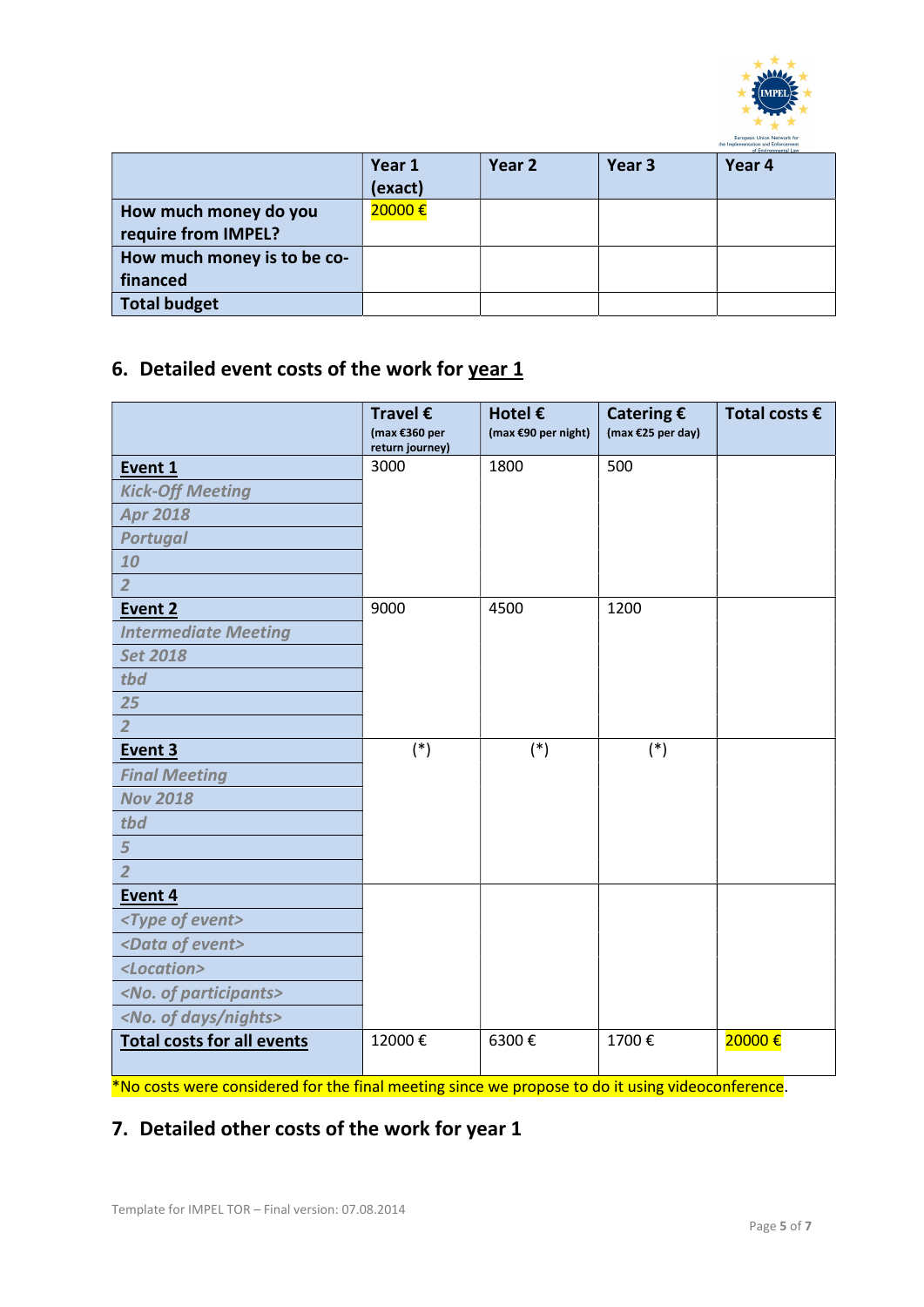| | Year 1 (exact) | Year 2 | Year 3 | Year 4 |
|---|---|---|---|---|
| How much money do you require from IMPEL? | 20000 € | | | |
| How much money is to be co-financed | | | | |
| Total budget | | | | |

## 6. Detailed event costs of the work for year 1

| | Travel € (max €360 per return journey) | Hotel € (max €90 per night) | Catering € (max €25 per day) | Total costs € |
|---|---|---|---|---|
| **Event 1** | 3000 | 1800 | 500 | |
| *Kick-Off Meeting* | | | | |
| *Apr 2018* | | | | |
| *Portugal* | | | | |
| *10* | | | | |
| *2* | | | | |
| **Event 2** | 9000 | 4500 | 1200 | |
| *Intermediate Meeting* | | | | |
| *Set 2018* | | | | |
| *tbd* | | | | |
| *25* | | | | |
| *2* | | | | |
| **Event 3** | (*) | (*) | (*) | |
| *Final Meeting* | | | | |
| *Nov 2018* | | | | |
| *tbd* | | | | |
| *5* | | | | |
| *2* | | | | |
| **Event 4** | | | | |
| *<Type of event>* | | | | |
| *<Data of event>* | | | | |
| *<Location>* | | | | |
| *<No. of participants>* | | | | |
| *<No. of days/nights>* | | | | |
| **Total costs for all events** | 12000 € | 6300 € | 1700 € | 20000 € |

*No costs were considered for the final meeting since we propose to do it using videoconference.

## 7. Detailed other costs of the work for year 1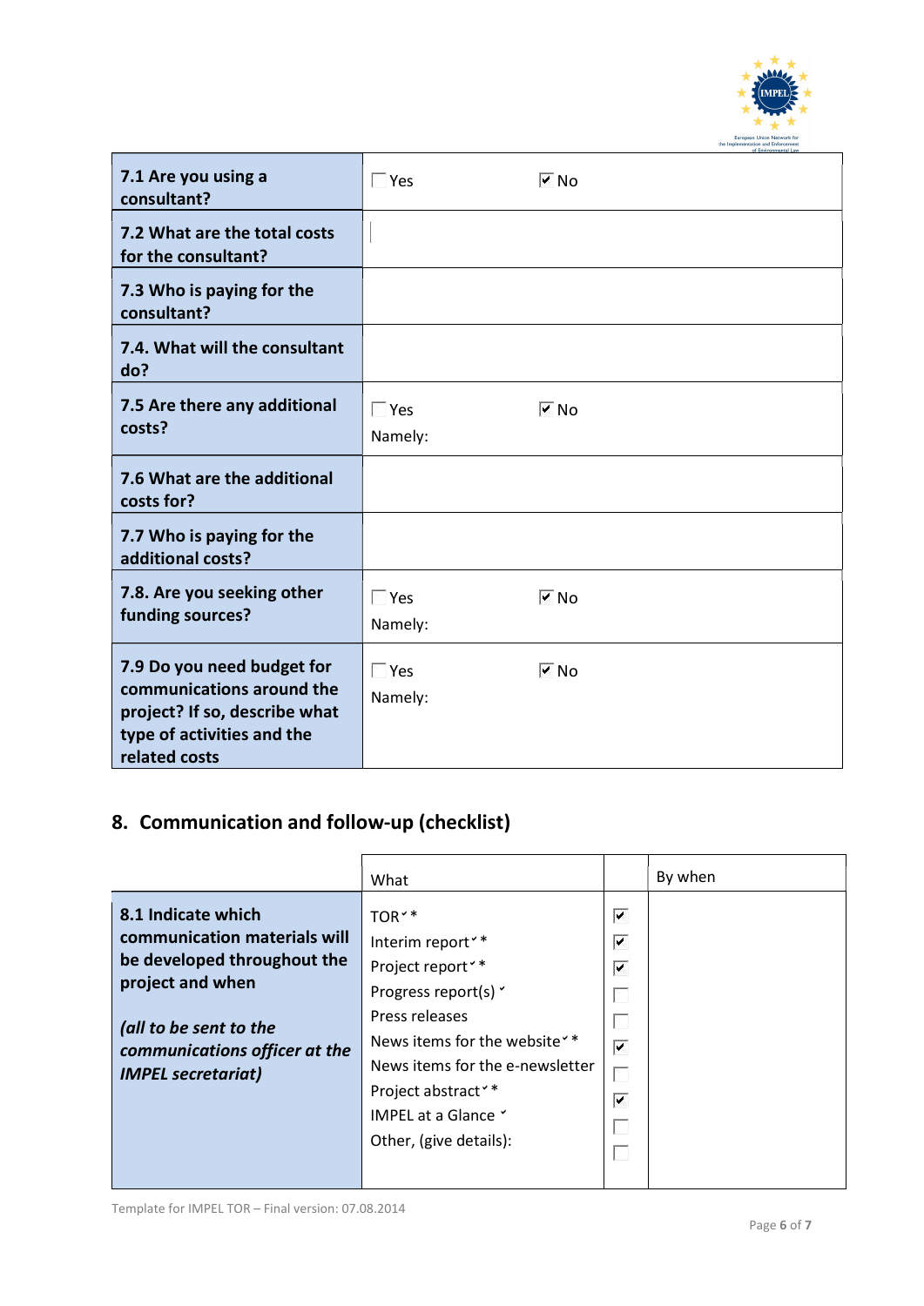| | | |
|---|---|---|
| **7.1 Are you using a consultant?** | ☐ Yes | ☑ No |
| **7.2 What are the total costs for the consultant?** | | |
| **7.3 Who is paying for the consultant?** | | |
| **7.4. What will the consultant do?** | | |
| **7.5 Are there any additional costs?** | ☐ Yes<br>Namely: | ☑ No |
| **7.6 What are the additional costs for?** | | |
| **7.7 Who is paying for the additional costs?** | | |
| **7.8. Are you seeking other funding sources?** | ☐ Yes<br>Namely: | ☑ No |
| **7.9 Do you need budget for communications around the project? If so, describe what type of activities and the related costs** | ☐ Yes<br>Namely: | ☑ No |

## 8. Communication and follow-up (checklist)

| | What | | By when |
|---|---|---|---|
| **8.1 Indicate which communication materials will be developed throughout the project and when**<br><br>***(all to be sent to the communications officer at the IMPEL secretariat)*** | TOR ˅ * | ☑ | |
| | Interim report ˅ * | ☑ | |
| | Project report ˅ * | ☑ | |
| | Progress report(s) ˅ | ☐ | |
| | Press releases | ☐ | |
| | News items for the website ˅ * | ☑ | |
| | News items for the e-newsletter | ☐ | |
| | Project abstract ˅ * | ☑ | |
| | IMPEL at a Glance ˅ | ☐ | |
| | Other, (give details): | ☐ | |

Template for IMPEL TOR – Final version: 07.08.2014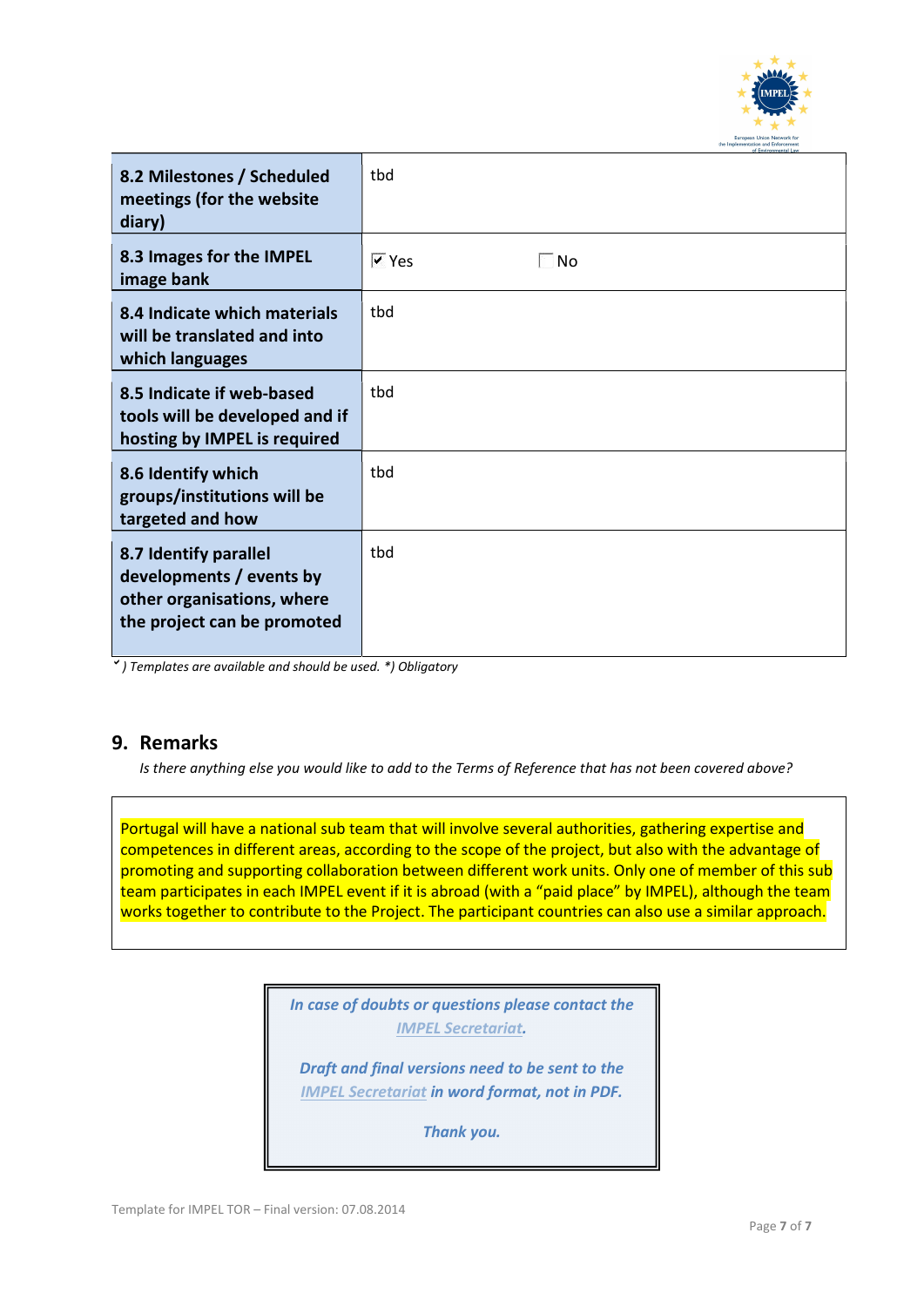| | |
|---|---|
| **8.2 Milestones / Scheduled meetings (for the website diary)** | tbd |
| **8.3 Images for the IMPEL image bank** | ☑ Yes ☐ No |
| **8.4 Indicate which materials will be translated and into which languages** | tbd |
| **8.5 Indicate if web-based tools will be developed and if hosting by IMPEL is required** | tbd |
| **8.6 Identify which groups/institutions will be targeted and how** | tbd |
| **8.7 Identify parallel developments / events by other organisations, where the project can be promoted** | tbd |

*✓) Templates are available and should be used. \*) Obligatory*

## 9. Remarks

*Is there anything else you would like to add to the Terms of Reference that has not been covered above?*

Portugal will have a national sub team that will involve several authorities, gathering expertise and competences in different areas, according to the scope of the project, but also with the advantage of promoting and supporting collaboration between different work units. Only one of member of this sub team participates in each IMPEL event if it is abroad (with a "paid place" by IMPEL), although the team works together to contribute to the Project. The participant countries can also use a similar approach.

***In case of doubts or questions please contact the IMPEL Secretariat.***

***Draft and final versions need to be sent to the IMPEL Secretariat in word format, not in PDF.***

***Thank you.***

Template for IMPEL TOR – Final version: 07.08.2014